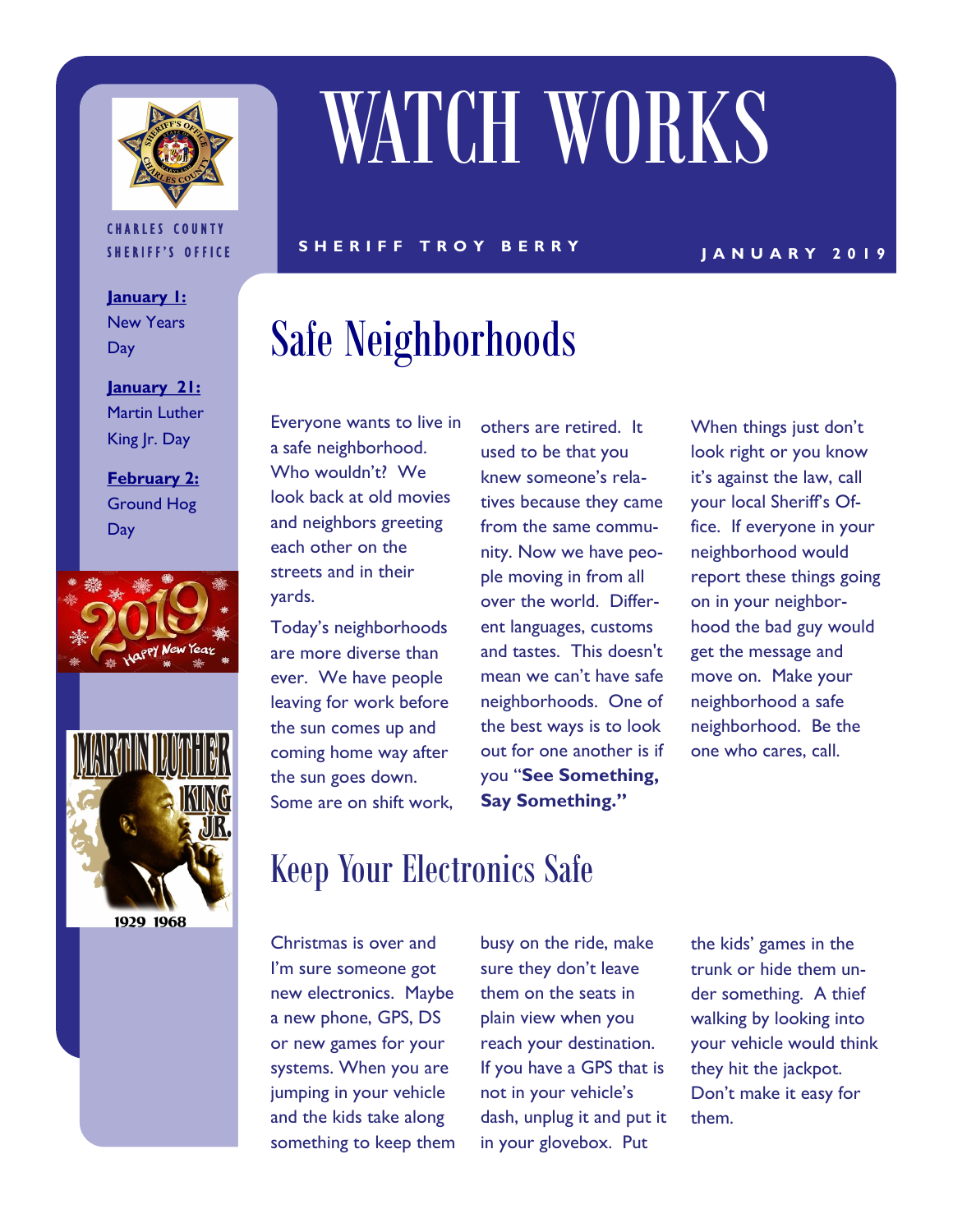# WATCH WORKS

CHARLES COUNTY SHERIFF'S OFFICE

SHERIFF TROY BERRY

JANUARY 2019

**January 1:** New Years Day

**January 21:** Martin Luther King Jr. Day

**February 2:** Ground Hog Day

## Safe Neighborhoods

Everyone wants to live in a safe neighborhood. Who wouldn't? We look back at old movies and neighbors greeting each other on the streets and in their yards.

Today's neighborhoods are more diverse than ever. We have people leaving for work before the sun comes up and coming home way after the sun goes down. Some are on shift work, others are retired. It used to be that you knew someone's relatives because they came from the same community. Now we have people moving in from all over the world. Different languages, customs and tastes. This doesn't mean we can't have safe neighborhoods. One of the best ways is to look out for one another is if you "**See Something, Say Something.**"

When things just don't look right or you know it's against the law, call your local Sheriff's Office. If everyone in your neighborhood would report these things going on in your neighborhood the bad guy would get the message and move on. Make your neighborhood a safe neighborhood. Be the one who cares, call.

## Keep Your Electronics Safe

Christmas is over and I'm sure someone got new electronics. Maybe a new phone, GPS, DS or new games for your systems. When you are jumping in your vehicle and the kids take along something to keep them busy on the ride, make sure they don't leave them on the seats in plain view when you reach your destination. If you have a GPS that is not in your vehicle's dash, unplug it and put it in your glovebox. Put the kids' games in the trunk or hide them under something. A thief walking by looking into your vehicle would think they hit the jackpot. Don't make it easy for them.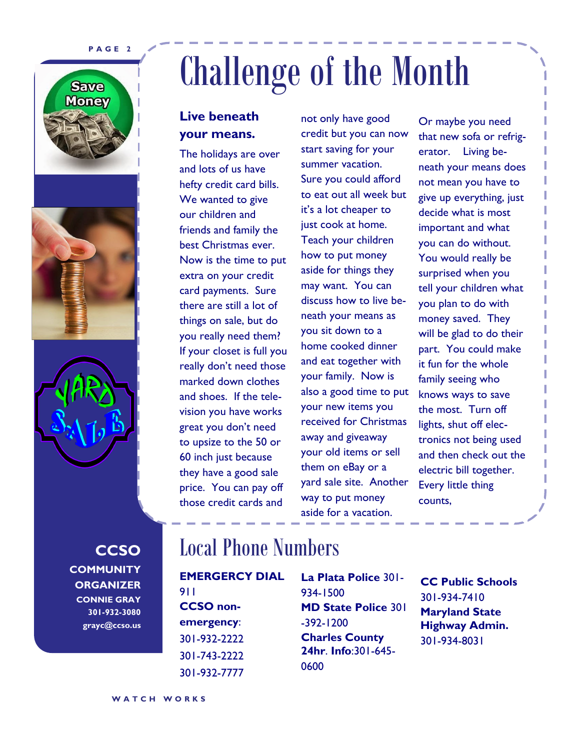# Challenge of the Month

**Live beneath your means.**

The holidays are over and lots of us have hefty credit card bills. We wanted to give our children and friends and family the best Christmas ever. Now is the time to put extra on your credit card payments. Sure there are still a lot of things on sale, but do you really need them? If your closet is full you really don't need those marked down clothes and shoes. If the television you have works great you don't need to upsize to the 50 or 60 inch just because they have a good sale price. You can pay off those credit cards and not only have good credit but you can now start saving for your summer vacation. Sure you could afford to eat out all week but it's a lot cheaper to just cook at home. Teach your children how to put money aside for things they may want. You can discuss how to live beneath your means as you sit down to a home cooked dinner and eat together with your family. Now is also a good time to put your new items you received for Christmas away and giveaway your old items or sell them on eBay or a yard sale site. Another way to put money aside for a vacation. Or maybe you need that new sofa or refrigerator. Living beneath your means does not mean you have to give up everything, just decide what is most important and what you can do without. You would really be surprised when you tell your children what you plan to do with money saved. They will be glad to do their part. You could make it fun for the whole family seeing who knows ways to save the most. Turn off lights, shut off electronics not being used and then check out the electric bill together. Every little thing counts,

# Local Phone Numbers

**EMERGERCY DIAL** 911

**CCSO non-emergency**: 301-932-2222 301-743-2222 301-932-7777

**La Plata Police** 301-934-1500

**MD State Police** 301-392-1200

**Charles County 24hr**. **Info**:301-645-0600

**CC Public Schools** 301-934-7410

**Maryland State Highway Admin.** 301-934-8031

**CCSO COMMUNITY ORGANIZER**
**CONNIE GRAY**
**301-932-3080**
**grayc@ccso.us**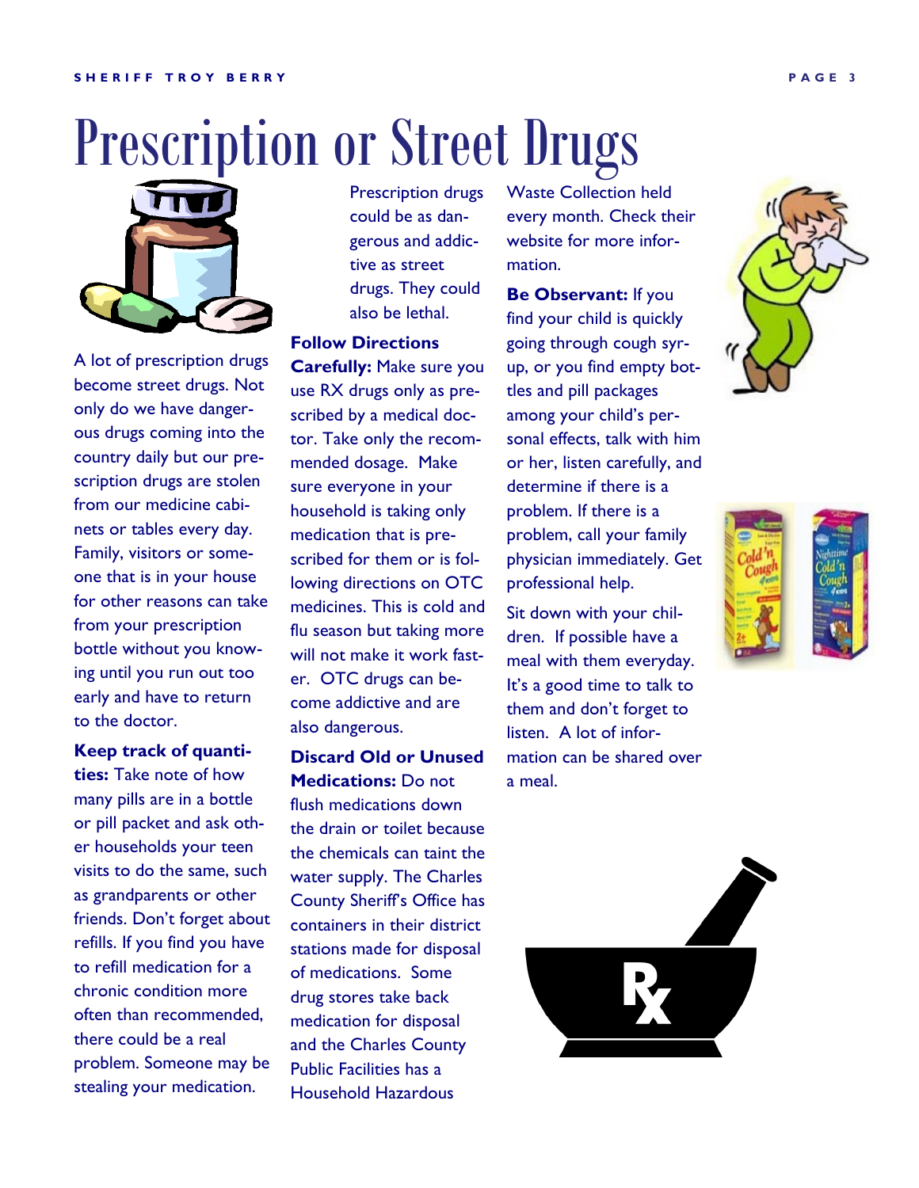# Prescription or Street Drugs

Prescription drugs could be as dangerous and addictive as street drugs. They could also be lethal.

A lot of prescription drugs become street drugs. Not only do we have dangerous drugs coming into the country daily but our prescription drugs are stolen from our medicine cabinets or tables every day. Family, visitors or someone that is in your house for other reasons can take from your prescription bottle without you knowing until you run out too early and have to return to the doctor.

**Keep track of quantities:** Take note of how many pills are in a bottle or pill packet and ask other households your teen visits to do the same, such as grandparents or other friends. Don't forget about refills. If you find you have to refill medication for a chronic condition more often than recommended, there could be a real problem. Someone may be stealing your medication.

**Follow Directions Carefully:** Make sure you use RX drugs only as prescribed by a medical doctor. Take only the recommended dosage. Make sure everyone in your household is taking only medication that is prescribed for them or is following directions on OTC medicines. This is cold and flu season but taking more will not make it work faster. OTC drugs can become addictive and are also dangerous.

**Discard Old or Unused Medications:** Do not flush medications down the drain or toilet because the chemicals can taint the water supply. The Charles County Sheriff's Office has containers in their district stations made for disposal of medications. Some drug stores take back medication for disposal and the Charles County Public Facilities has a Household Hazardous Waste Collection held every month. Check their website for more information.

**Be Observant:** If you find your child is quickly going through cough syrup, or you find empty bottles and pill packages among your child's personal effects, talk with him or her, listen carefully, and determine if there is a problem. If there is a problem, call your family physician immediately. Get professional help.

Sit down with your children. If possible have a meal with them everyday. It's a good time to talk to them and don't forget to listen. A lot of information can be shared over a meal.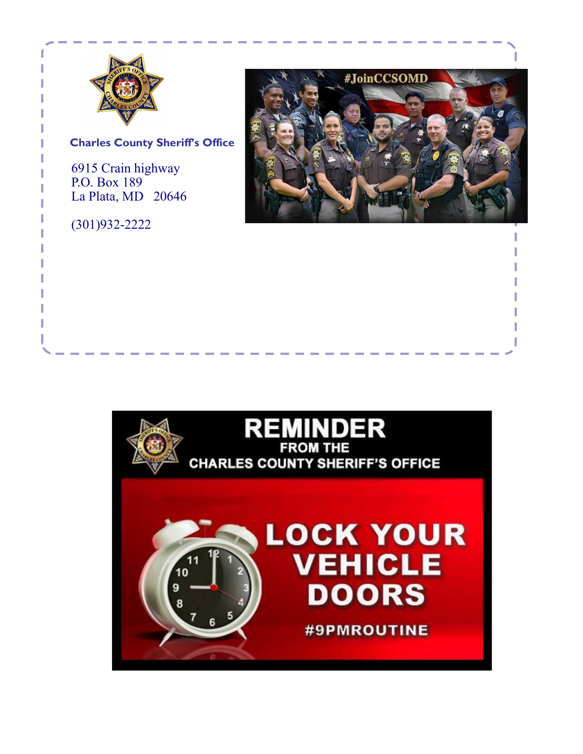**Charles County Sheriff's Office**

6915 Crain highway
P.O. Box 189
La Plata, MD 20646

(301)932-2222

#JoinCCSOMD

REMINDER
FROM THE
CHARLES COUNTY SHERIFF'S OFFICE

LOCK YOUR VEHICLE DOORS

#9PMROUTINE